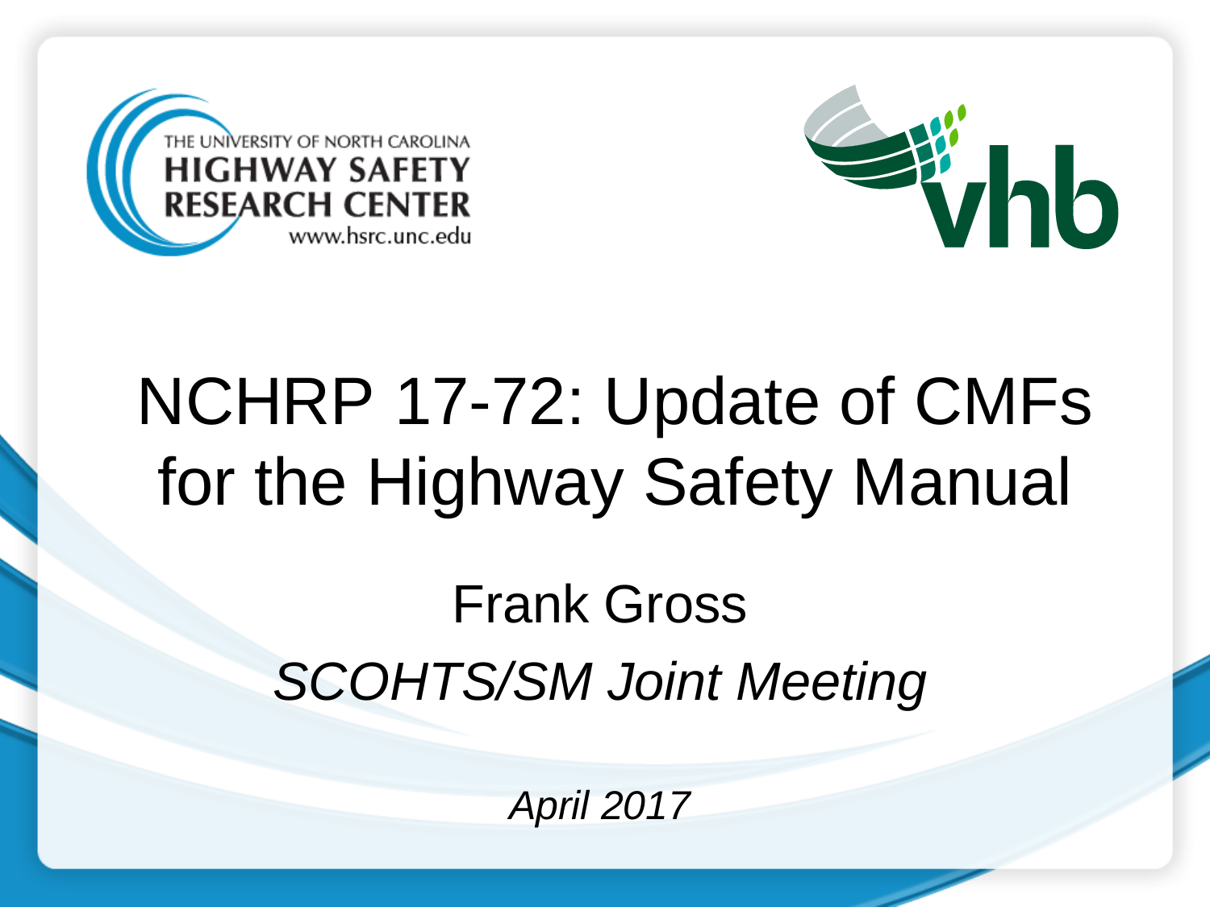THE UNIVERSITY OF NORTH CAROLINA
HIGHWAY SAFETY RESEARCH CENTER
www.hsrc.unc.edu

vhb

# NCHRP 17-72: Update of CMFs for the Highway Safety Manual

Frank Gross

*SCOHTS/SM Joint Meeting*

*April 2017*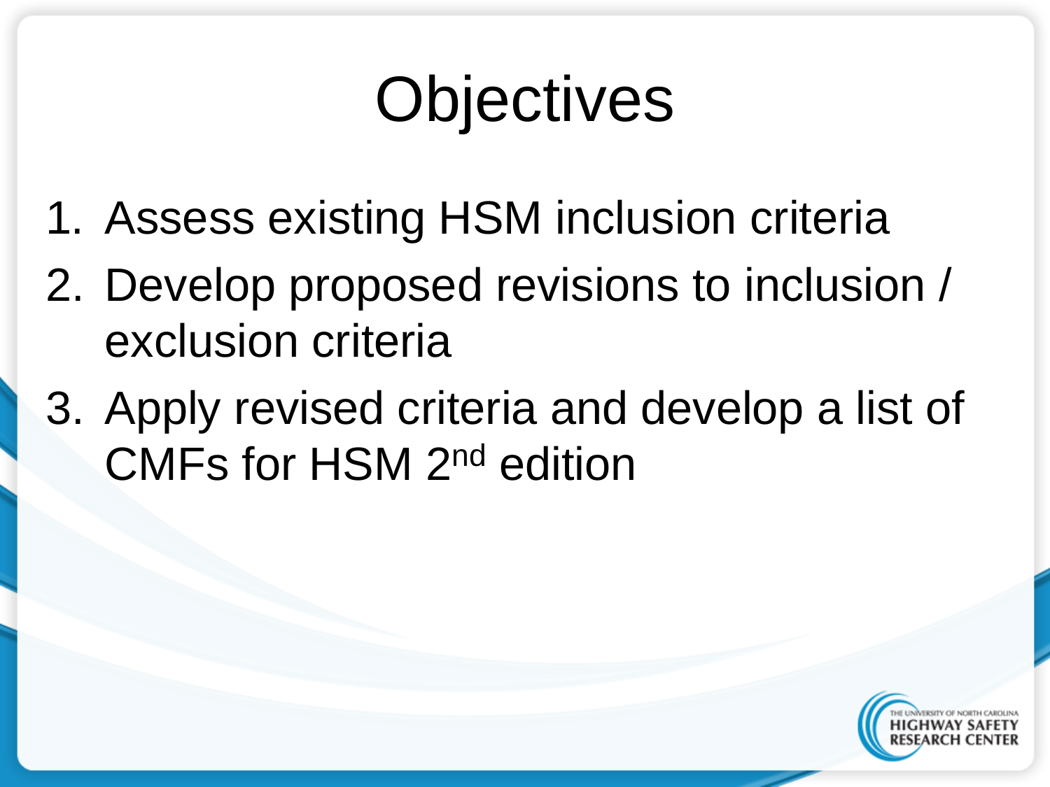# Objectives

1. Assess existing HSM inclusion criteria
2. Develop proposed revisions to inclusion / exclusion criteria
3. Apply revised criteria and develop a list of CMFs for HSM 2nd edition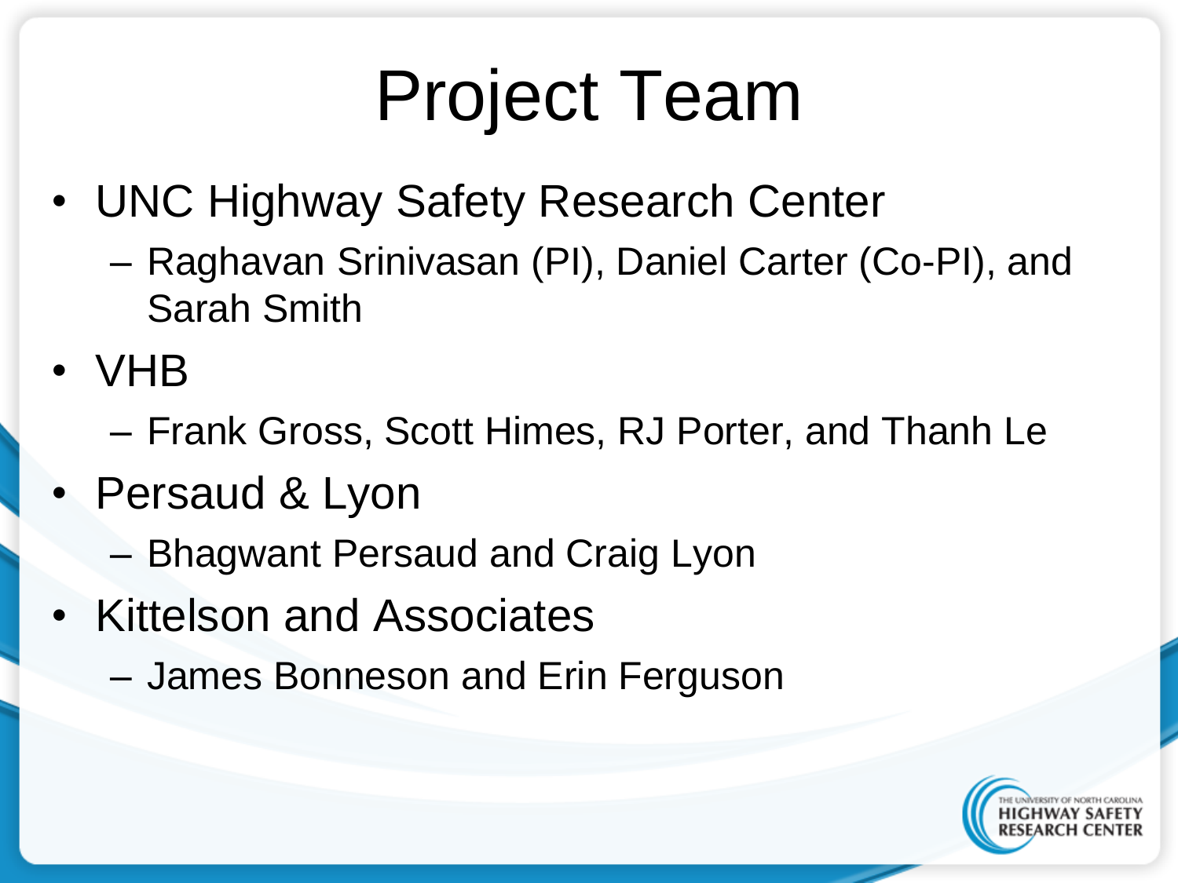# Project Team

- UNC Highway Safety Research Center
  - Raghavan Srinivasan (PI), Daniel Carter (Co-PI), and Sarah Smith
- VHB
  - Frank Gross, Scott Himes, RJ Porter, and Thanh Le
- Persaud & Lyon
  - Bhagwant Persaud and Craig Lyon
- Kittelson and Associates
  - James Bonneson and Erin Ferguson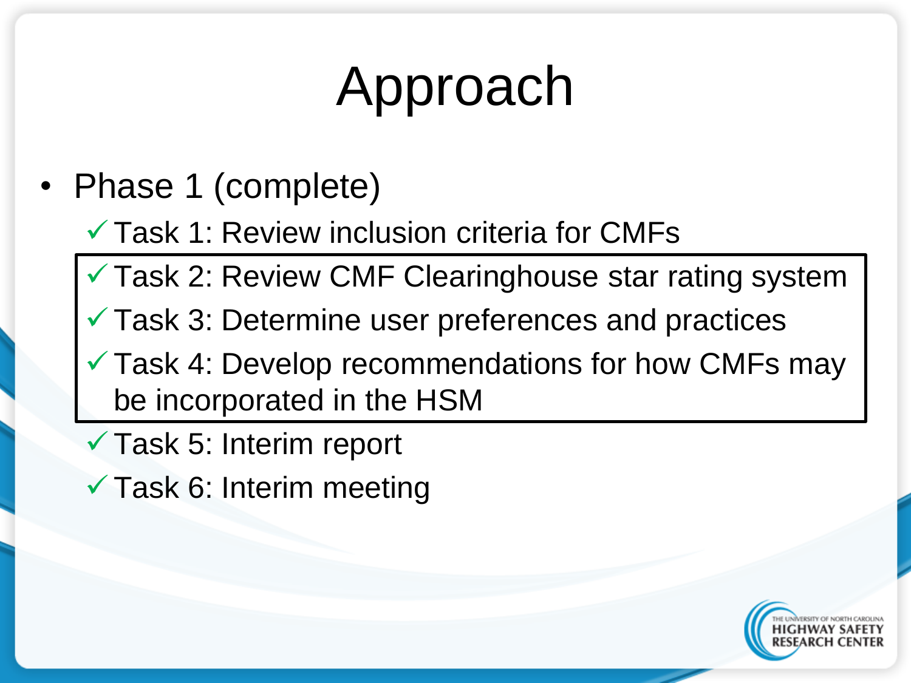# Approach

- Phase 1 (complete)
  - ✓ Task 1: Review inclusion criteria for CMFs
  - ✓ Task 2: Review CMF Clearinghouse star rating system
  - ✓ Task 3: Determine user preferences and practices
  - ✓ Task 4: Develop recommendations for how CMFs may be incorporated in the HSM
  - ✓ Task 5: Interim report
  - ✓ Task 6: Interim meeting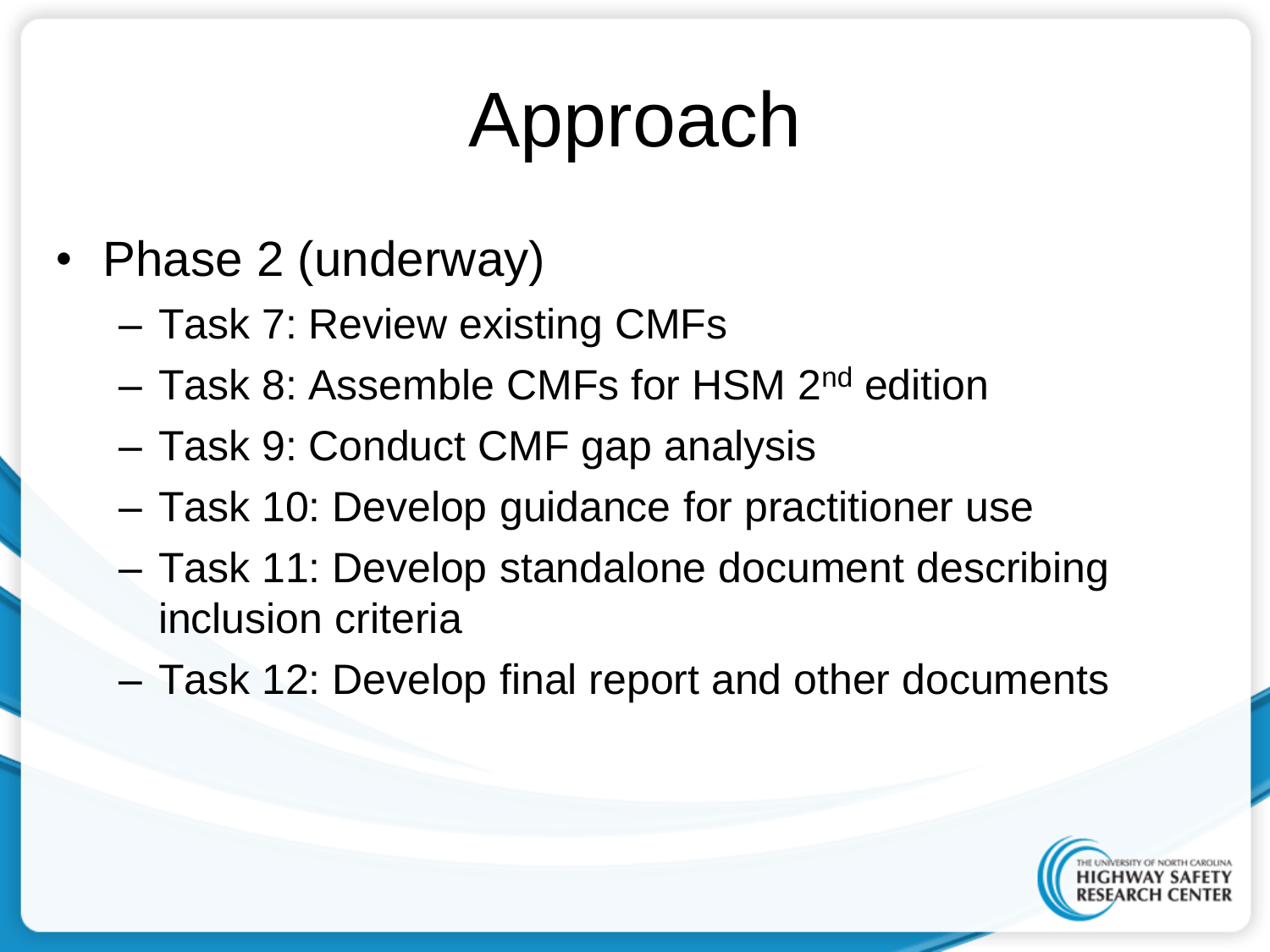# Approach

- Phase 2 (underway)
  - Task 7: Review existing CMFs
  - Task 8: Assemble CMFs for HSM 2nd edition
  - Task 9: Conduct CMF gap analysis
  - Task 10: Develop guidance for practitioner use
  - Task 11: Develop standalone document describing inclusion criteria
  - Task 12: Develop final report and other documents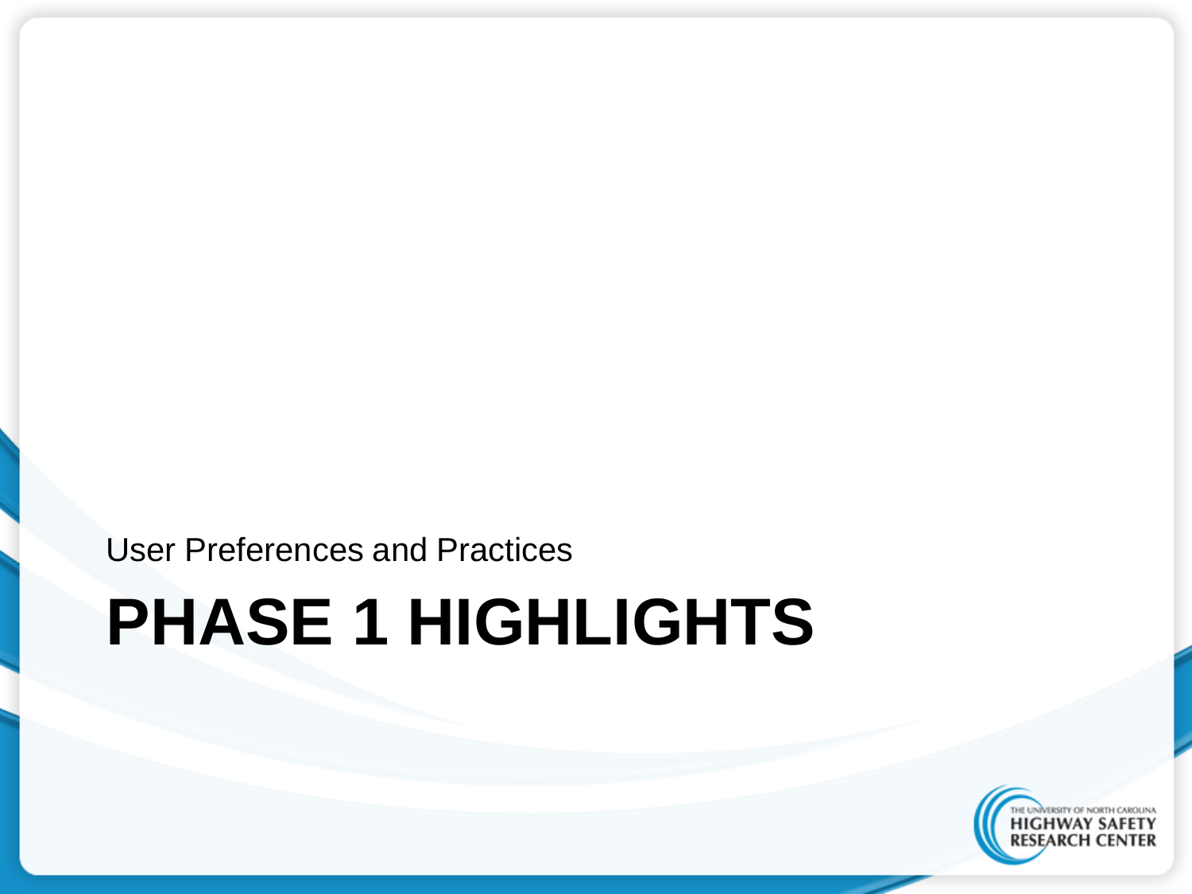User Preferences and Practices

# PHASE 1 HIGHLIGHTS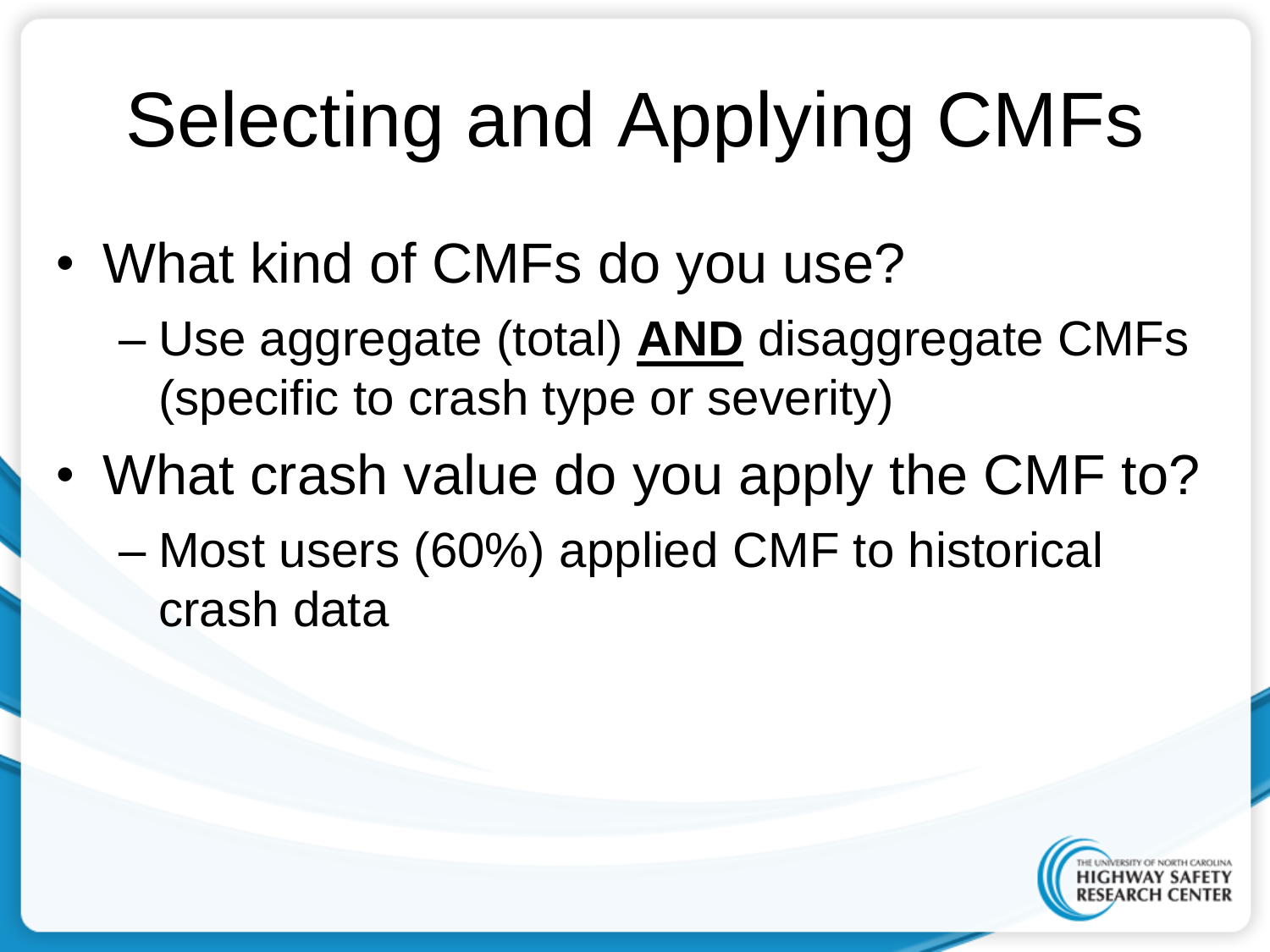# Selecting and Applying CMFs

- What kind of CMFs do you use?
  - Use aggregate (total) **AND** disaggregate CMFs (specific to crash type or severity)
- What crash value do you apply the CMF to?
  - Most users (60%) applied CMF to historical crash data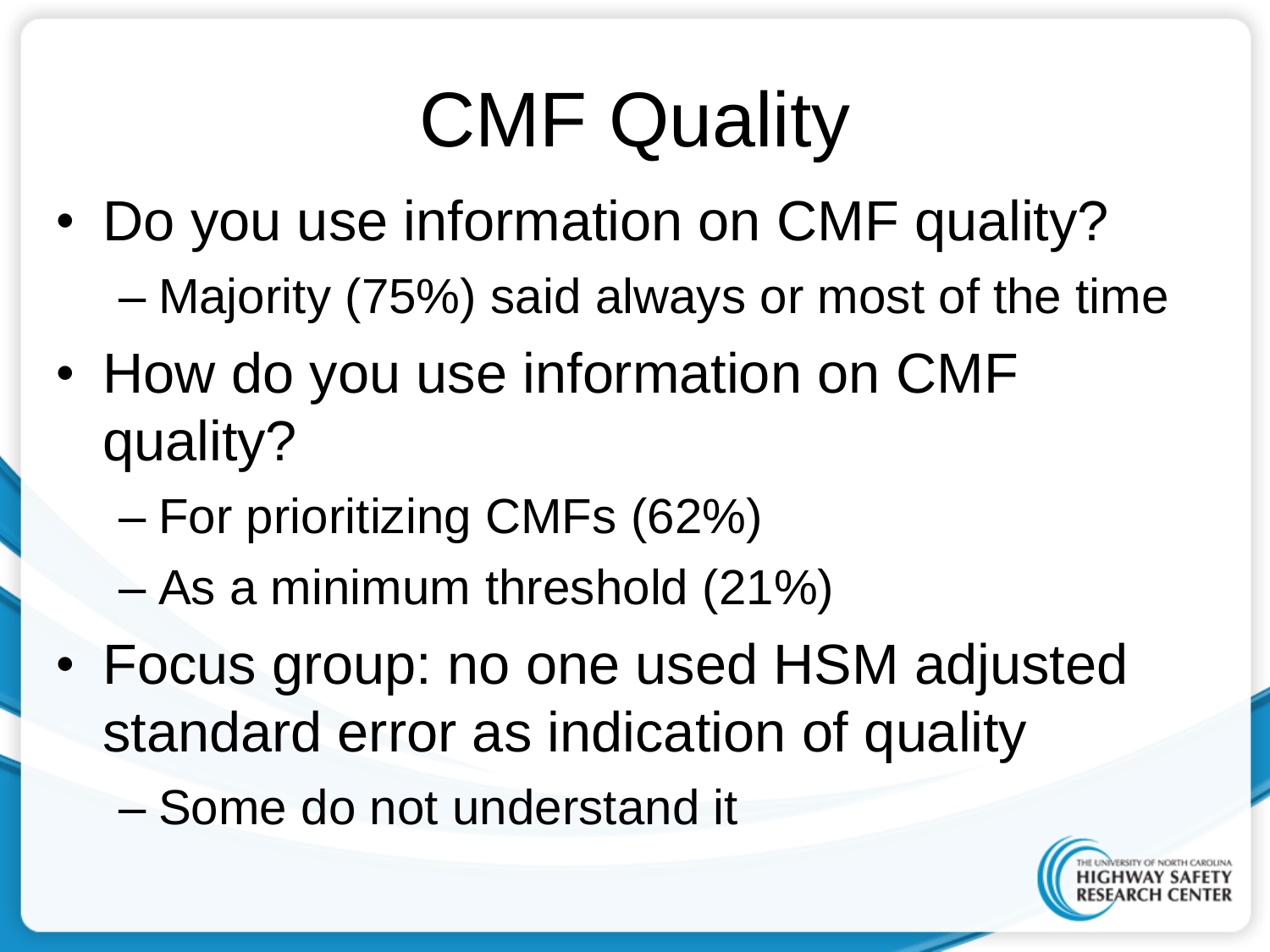# CMF Quality

- Do you use information on CMF quality?
  - Majority (75%) said always or most of the time
- How do you use information on CMF quality?
  - For prioritizing CMFs (62%)
  - As a minimum threshold (21%)
- Focus group: no one used HSM adjusted standard error as indication of quality
  - Some do not understand it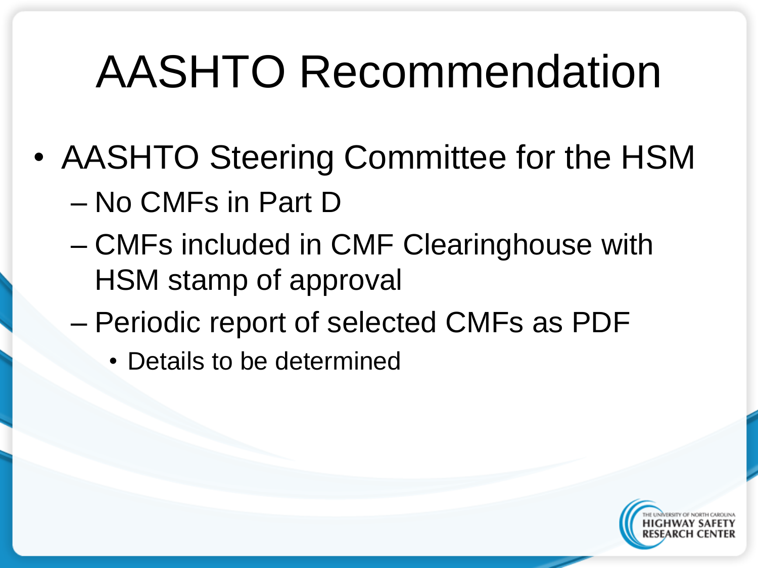# AASHTO Recommendation

- AASHTO Steering Committee for the HSM
  - No CMFs in Part D
  - CMFs included in CMF Clearinghouse with HSM stamp of approval
  - Periodic report of selected CMFs as PDF
    - Details to be determined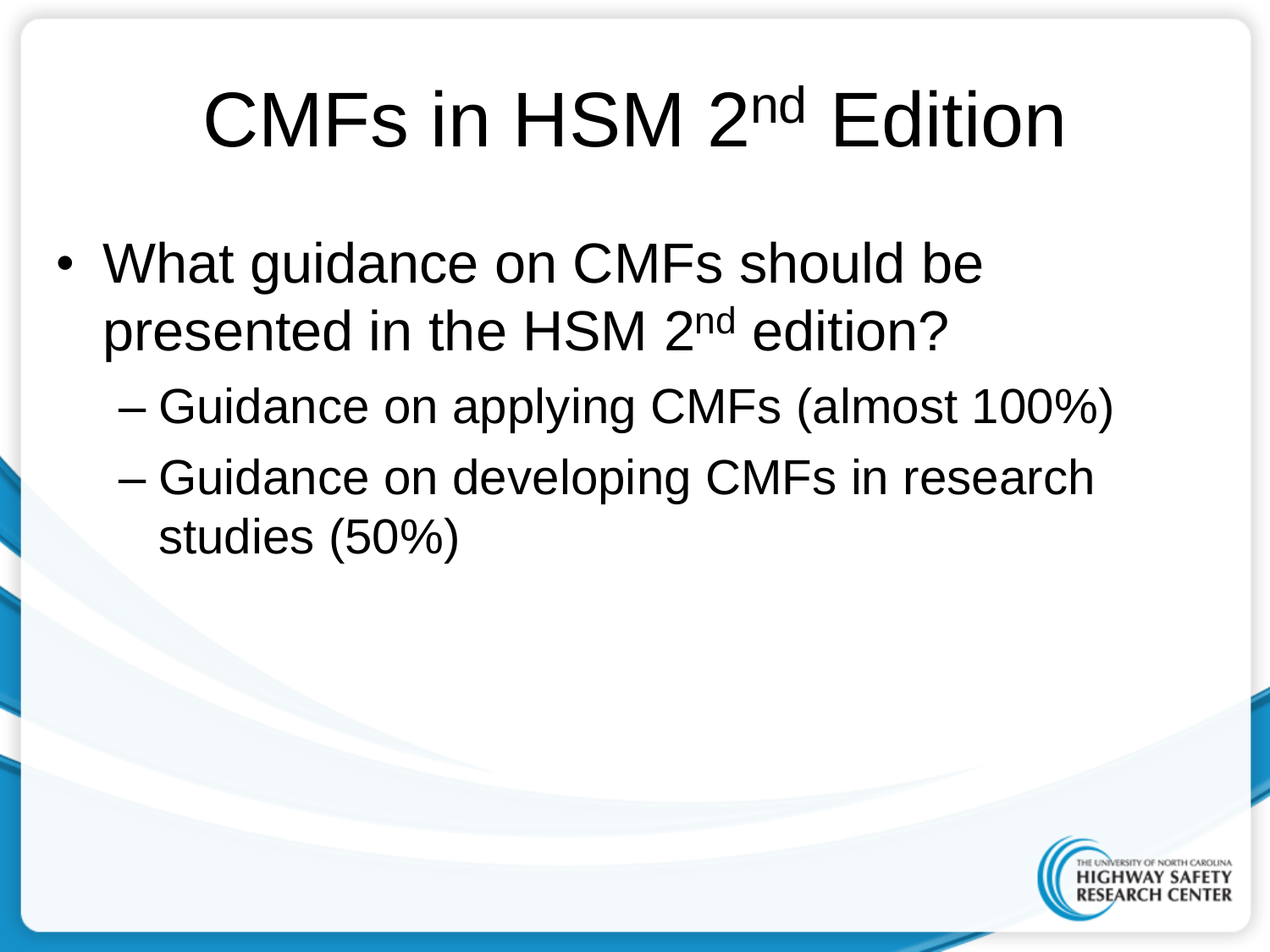# CMFs in HSM 2nd Edition

- What guidance on CMFs should be presented in the HSM 2nd edition?
  - Guidance on applying CMFs (almost 100%)
  - Guidance on developing CMFs in research studies (50%)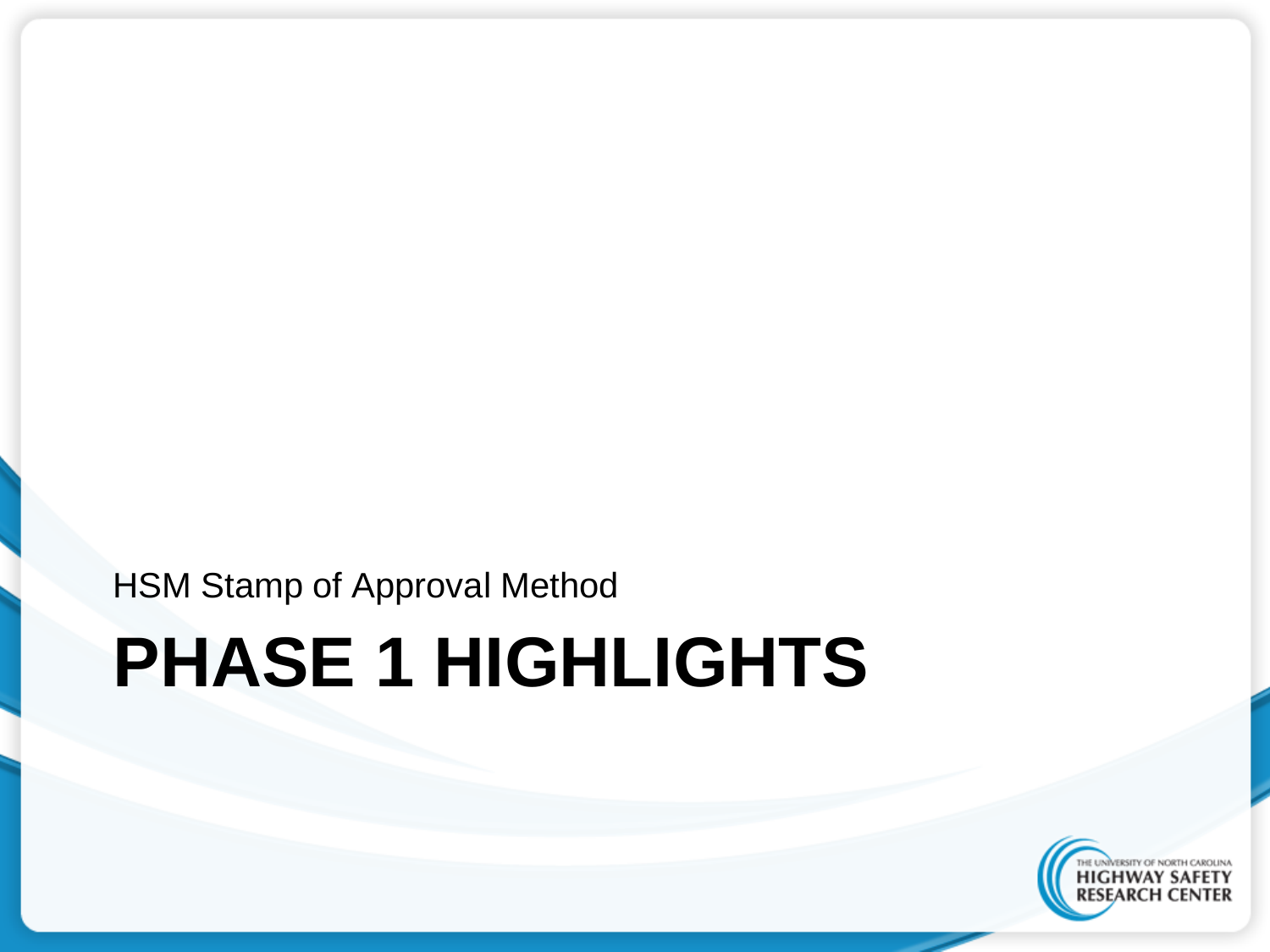HSM Stamp of Approval Method

# PHASE 1 HIGHLIGHTS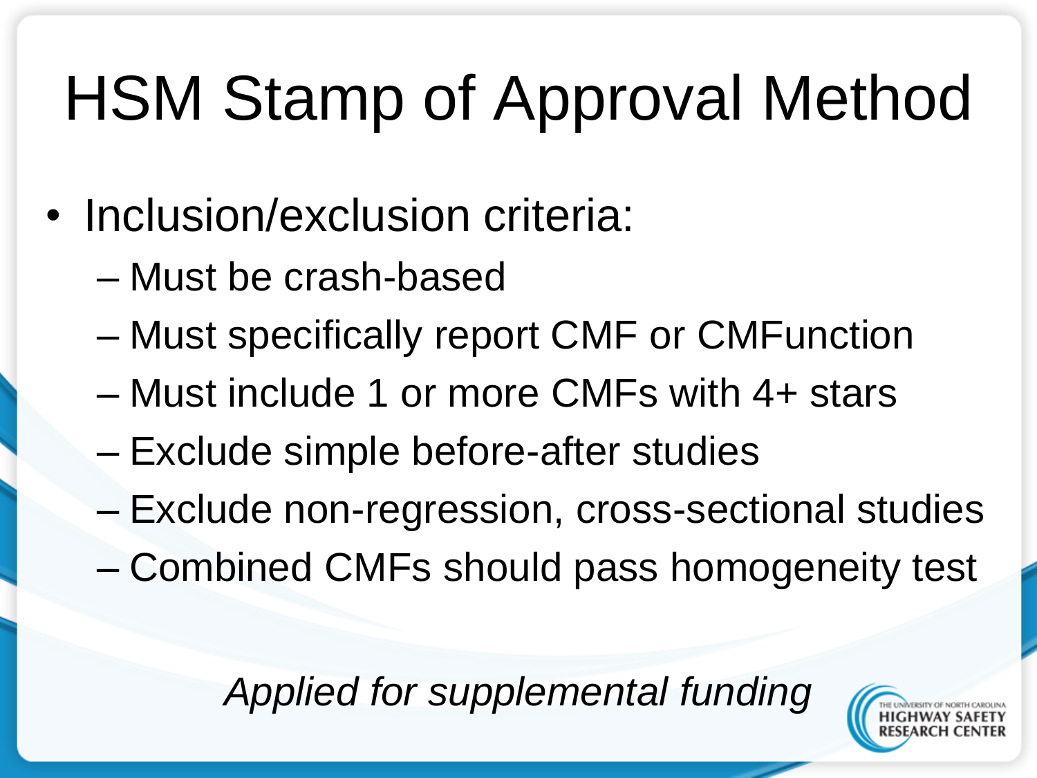# HSM Stamp of Approval Method

- Inclusion/exclusion criteria:
  - Must be crash-based
  - Must specifically report CMF or CMFunction
  - Must include 1 or more CMFs with 4+ stars
  - Exclude simple before-after studies
  - Exclude non-regression, cross-sectional studies
  - Combined CMFs should pass homogeneity test

*Applied for supplemental funding*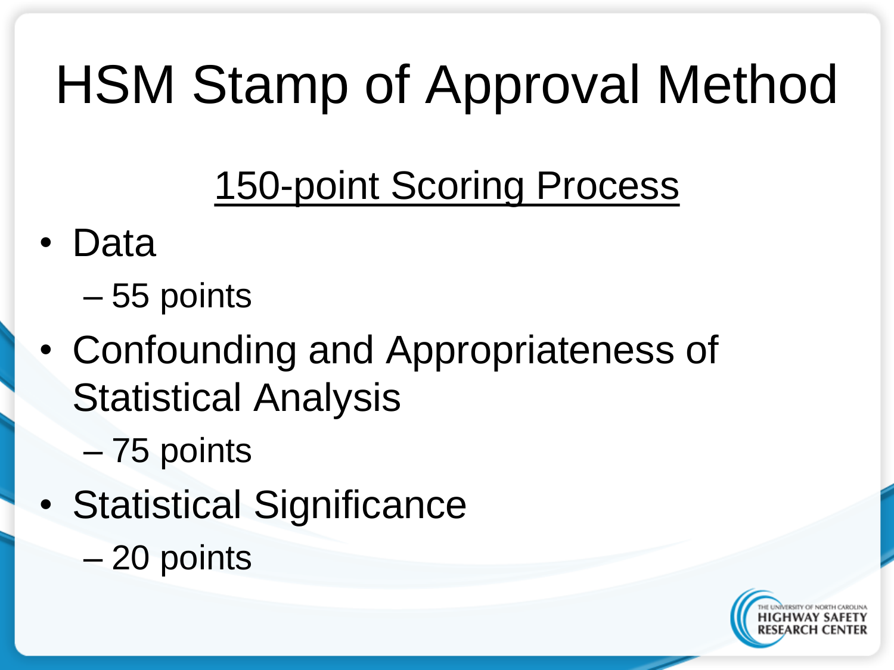# HSM Stamp of Approval Method

## 150-point Scoring Process

- Data
  - 55 points
- Confounding and Appropriateness of Statistical Analysis
  - 75 points
- Statistical Significance
  - 20 points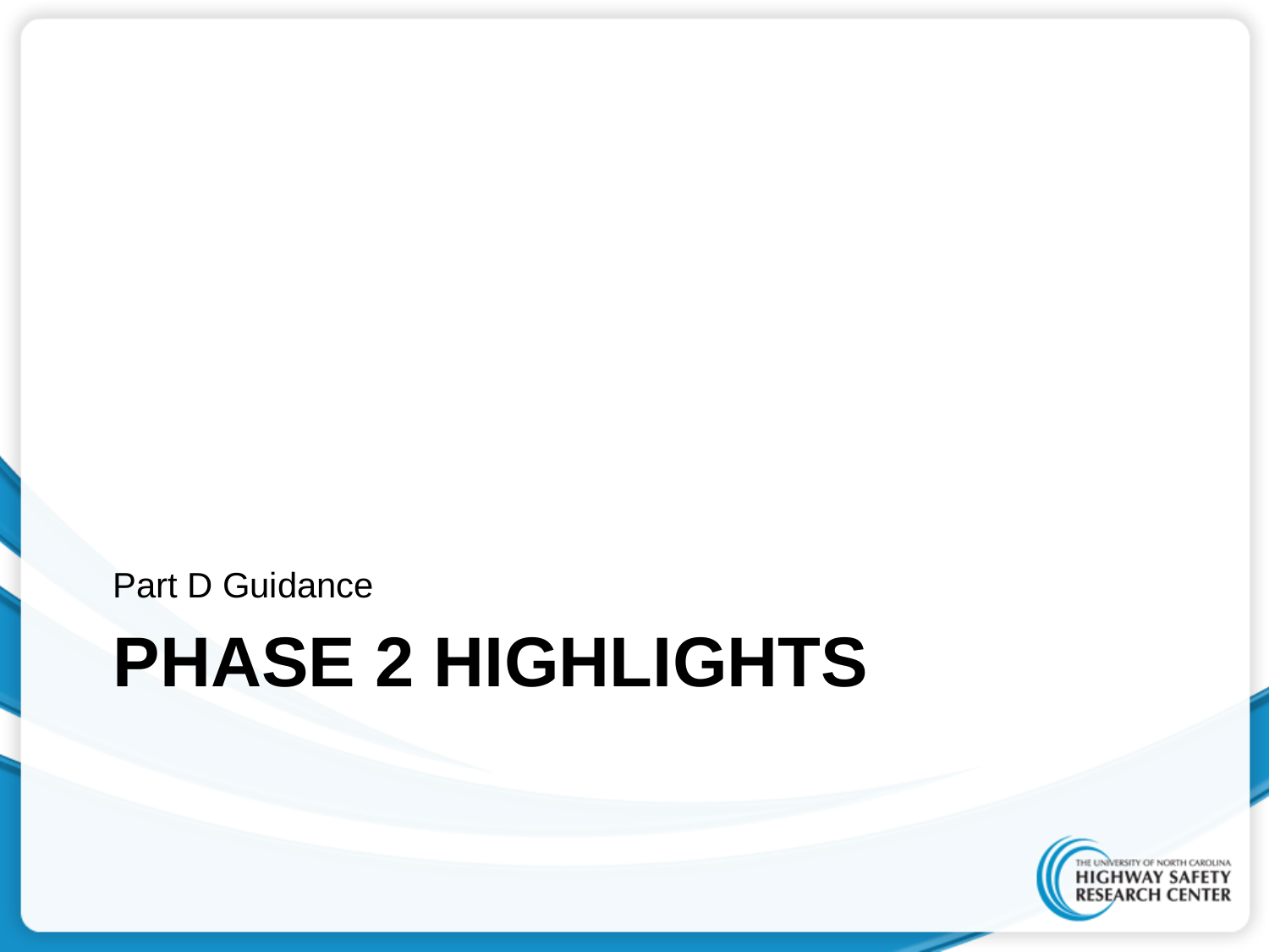Part D Guidance

# PHASE 2 HIGHLIGHTS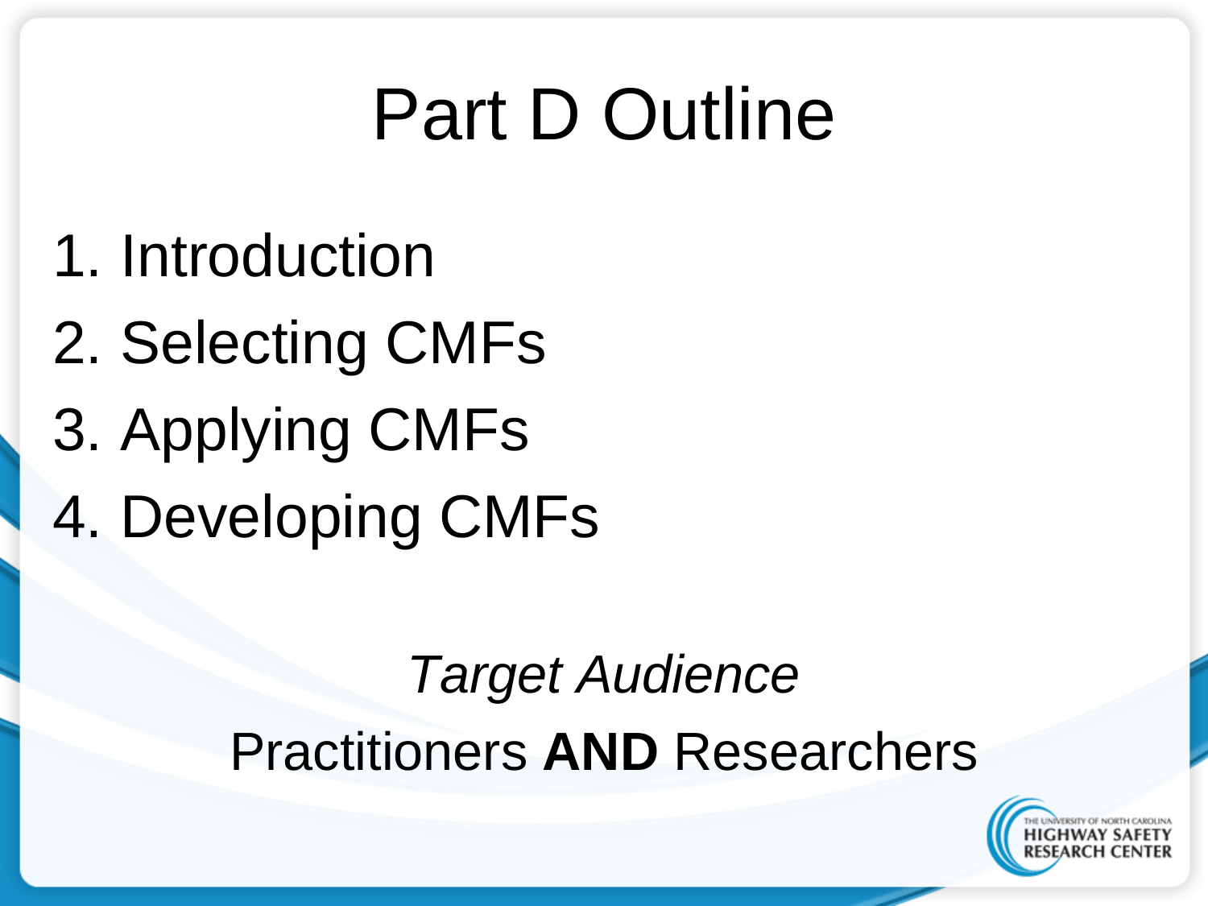# Part D Outline

1. Introduction
2. Selecting CMFs
3. Applying CMFs
4. Developing CMFs

*Target Audience*

Practitioners **AND** Researchers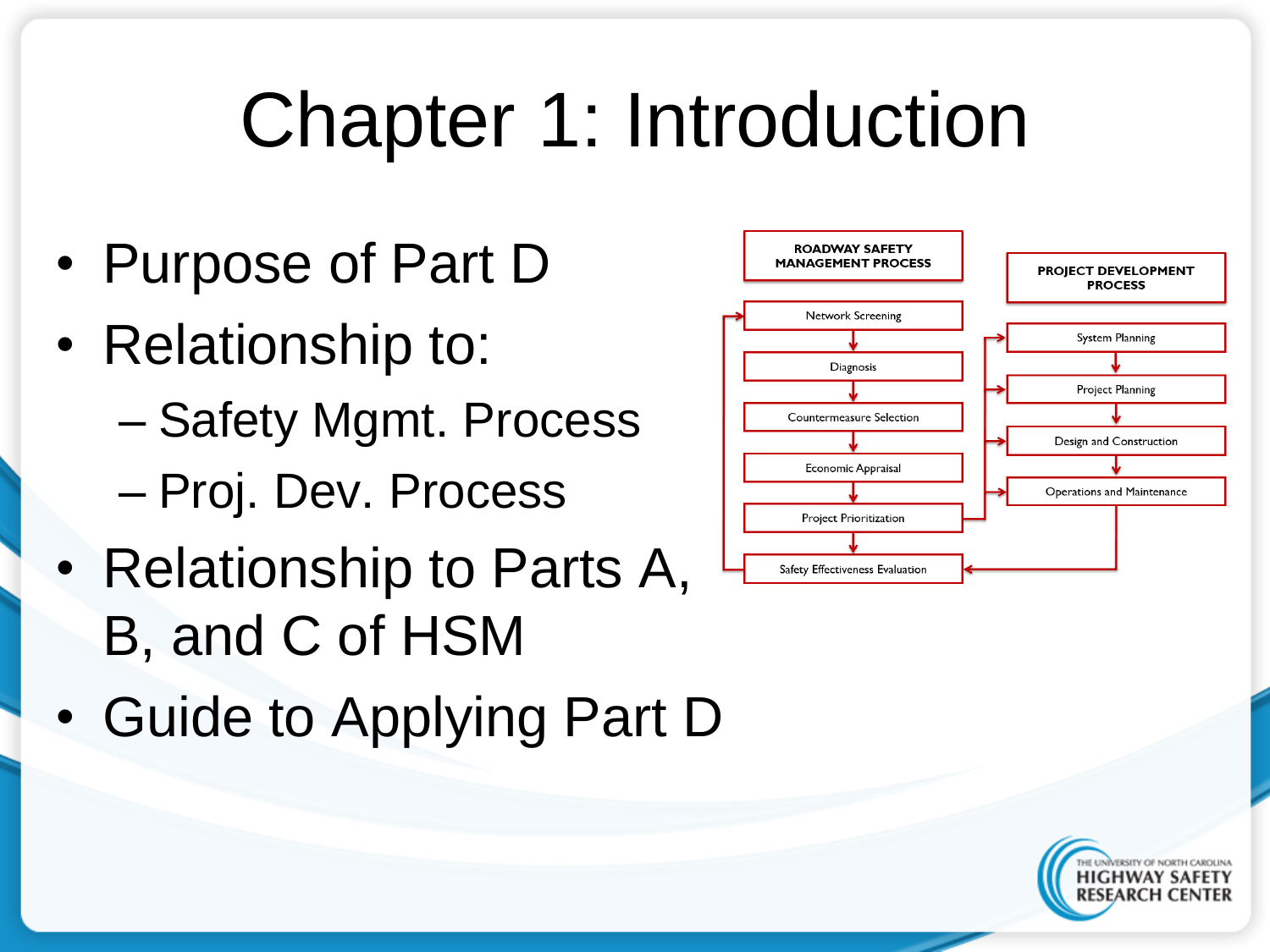# Chapter 1: Introduction

- Purpose of Part D
- Relationship to:
  - Safety Mgmt. Process
  - Proj. Dev. Process
- Relationship to Parts A, B, and C of HSM
- Guide to Applying Part D

ROADWAY SAFETY MANAGEMENT PROCESS

- Network Screening
- Diagnosis
- Countermeasure Selection
- Economic Appraisal
- Project Prioritization
- Safety Effectiveness Evaluation

PROJECT DEVELOPMENT PROCESS

- System Planning
- Project Planning
- Design and Construction
- Operations and Maintenance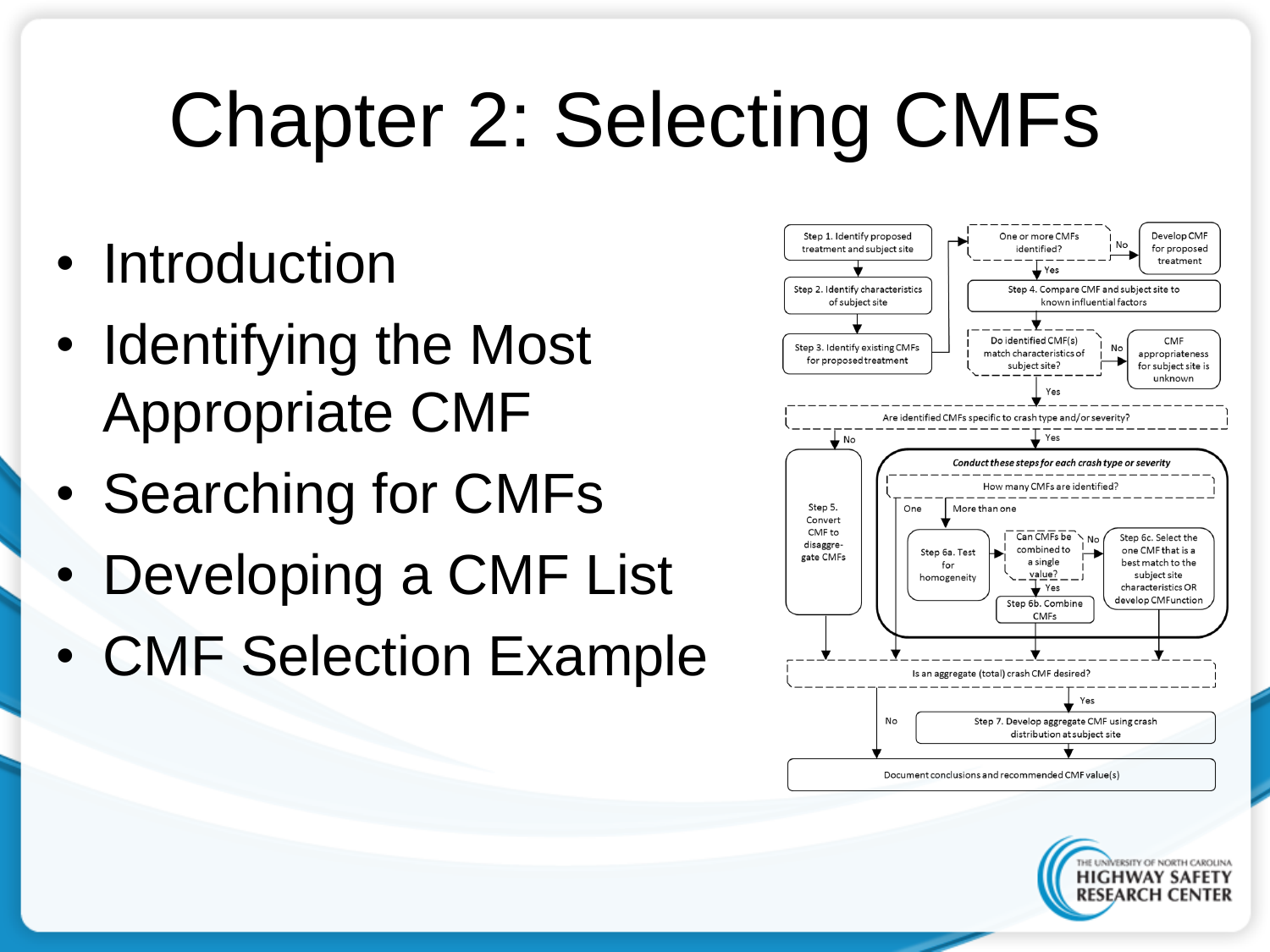# Chapter 2: Selecting CMFs

- Introduction
- Identifying the Most Appropriate CMF
- Searching for CMFs
- Developing a CMF List
- CMF Selection Example

Step 1. Identify proposed treatment and subject site

Step 2. Identify characteristics of subject site

Step 3. Identify existing CMFs for proposed treatment

One or more CMFs identified?

No

Develop CMF for proposed treatment

Yes

Step 4. Compare CMF and subject site to known influential factors

Do identified CMF(s) match characteristics of subject site?

No

CMF appropriateness for subject site is unknown

Yes

Are identified CMFs specific to crash type and/or severity?

No

Yes

Step 5. Convert CMF to disaggregate CMFs

*Conduct these steps for each crash type or severity*

How many CMFs are identified?

One

More than one

Step 6a. Test for homogeneity

Can CMFs be combined to a single value?

No

Step 6c. Select the one CMF that is a best match to the subject site characteristics OR develop CMFunction

Yes

Step 6b. Combine CMFs

Is an aggregate (total) crash CMF desired?

Yes

No

Step 7. Develop aggregate CMF using crash distribution at subject site

Document conclusions and recommended CMF value(s)

THE UNIVERSITY OF NORTH CAROLINA HIGHWAY SAFETY RESEARCH CENTER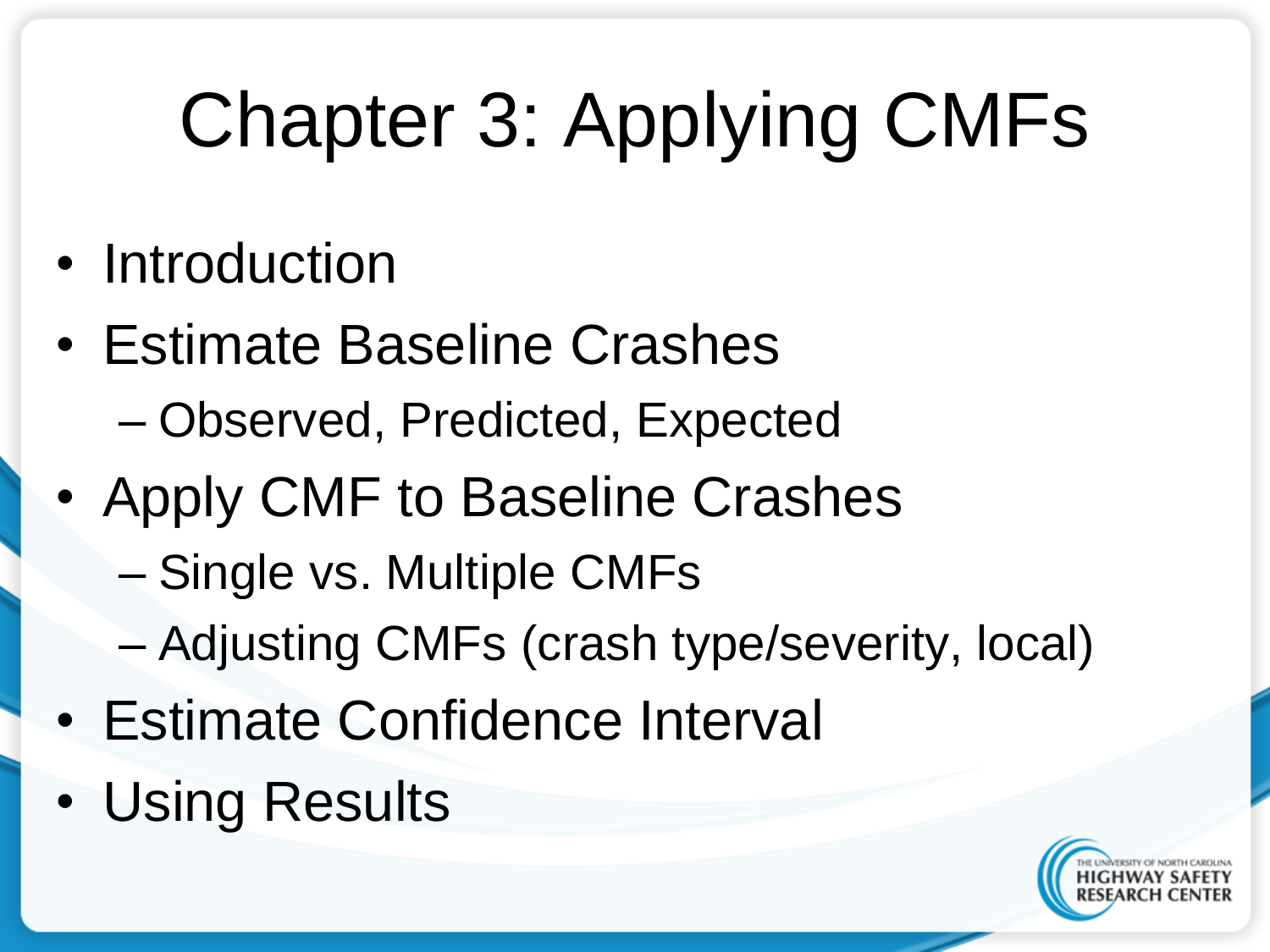# Chapter 3: Applying CMFs

- Introduction
- Estimate Baseline Crashes
  - Observed, Predicted, Expected
- Apply CMF to Baseline Crashes
  - Single vs. Multiple CMFs
  - Adjusting CMFs (crash type/severity, local)
- Estimate Confidence Interval
- Using Results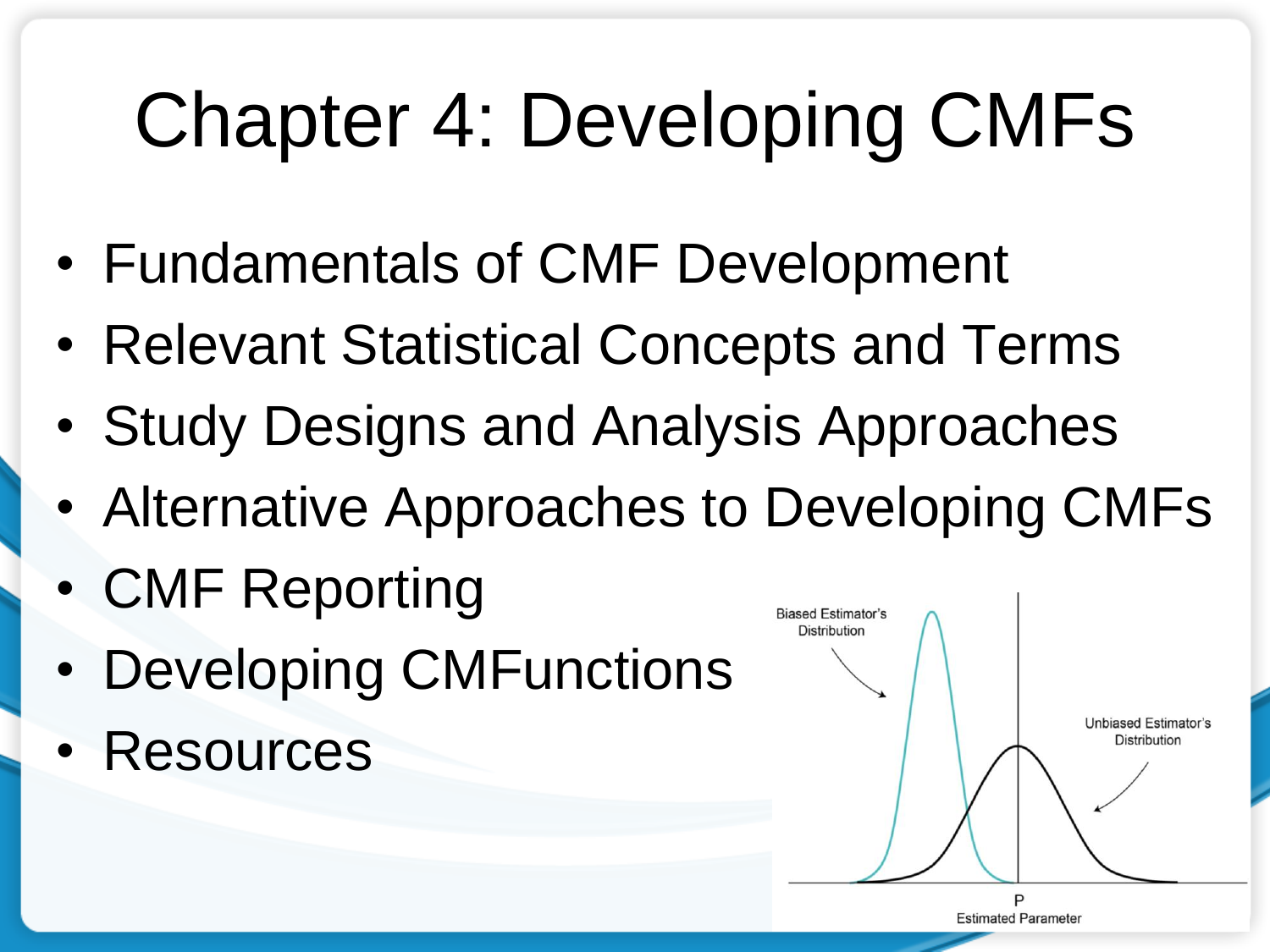# Chapter 4: Developing CMFs

- Fundamentals of CMF Development
- Relevant Statistical Concepts and Terms
- Study Designs and Analysis Approaches
- Alternative Approaches to Developing CMFs
- CMF Reporting
- Developing CMFunctions
- Resources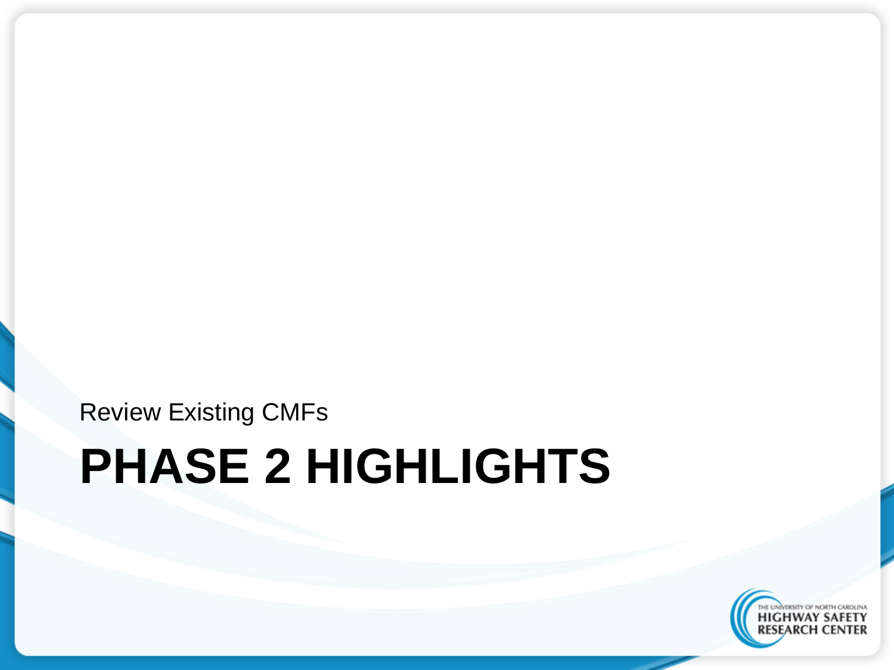Review Existing CMFs

# PHASE 2 HIGHLIGHTS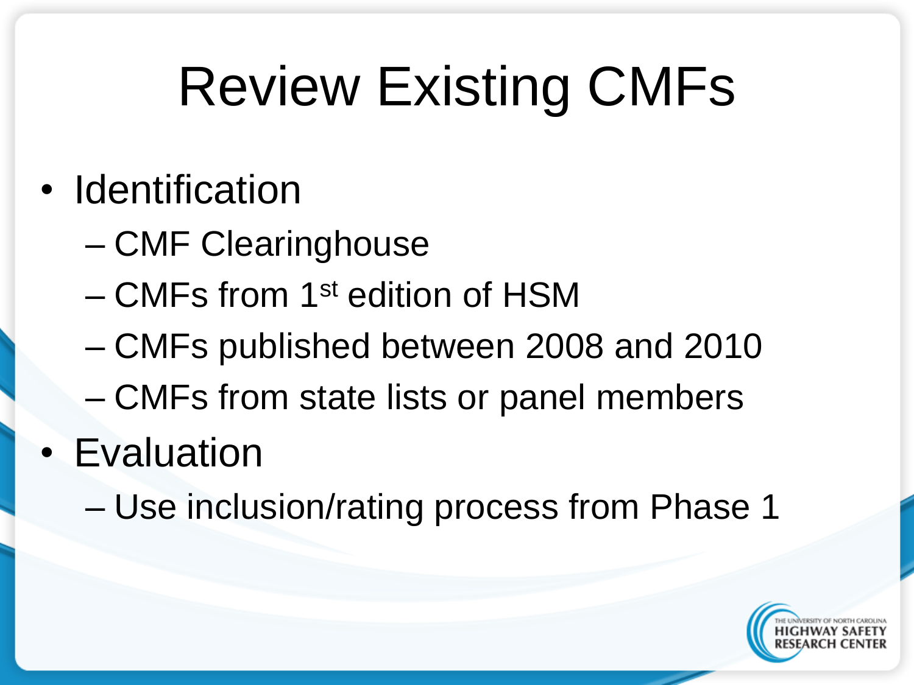# Review Existing CMFs

- Identification
  - CMF Clearinghouse
  - CMFs from 1st edition of HSM
  - CMFs published between 2008 and 2010
  - CMFs from state lists or panel members
- Evaluation
  - Use inclusion/rating process from Phase 1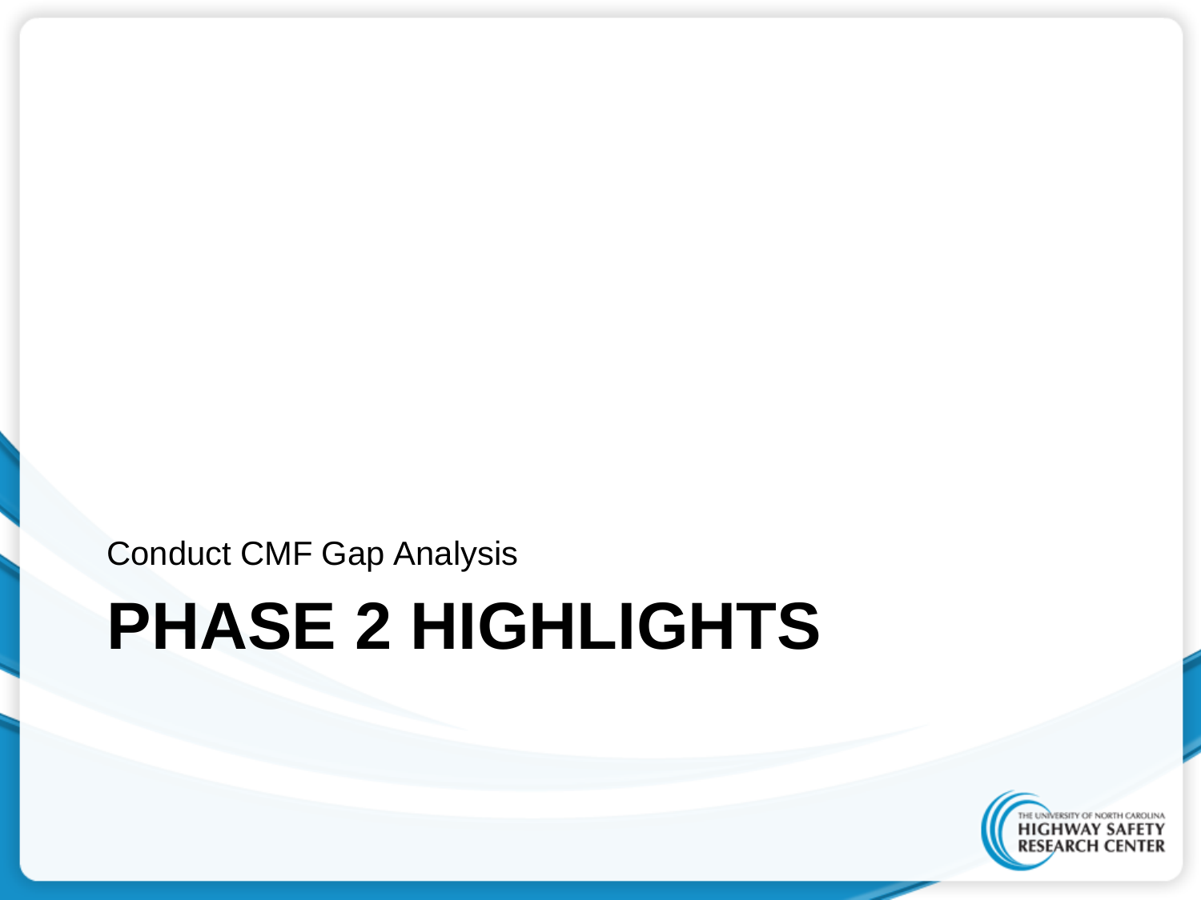Conduct CMF Gap Analysis

# PHASE 2 HIGHLIGHTS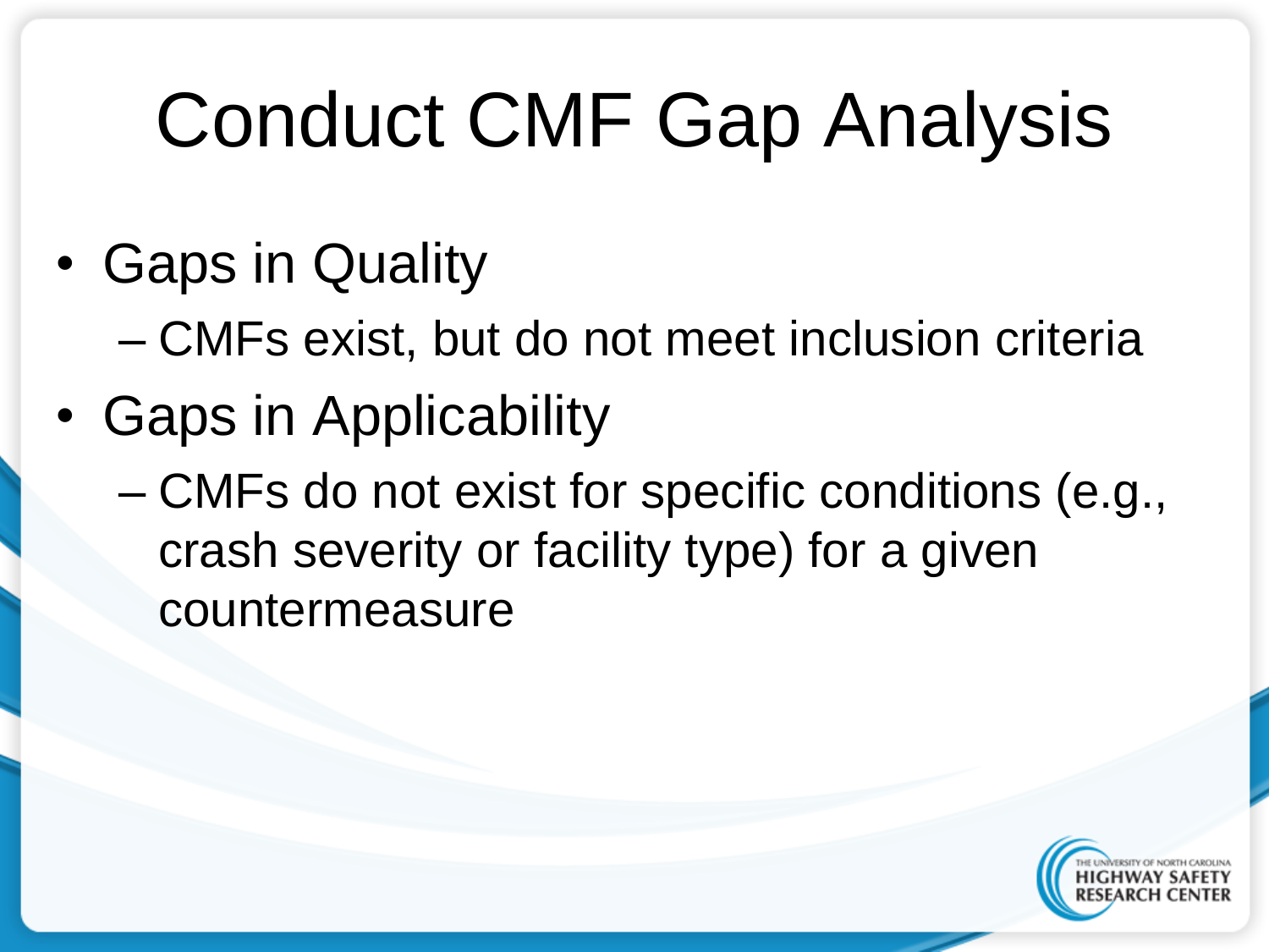# Conduct CMF Gap Analysis

- Gaps in Quality
  - CMFs exist, but do not meet inclusion criteria
- Gaps in Applicability
  - CMFs do not exist for specific conditions (e.g., crash severity or facility type) for a given countermeasure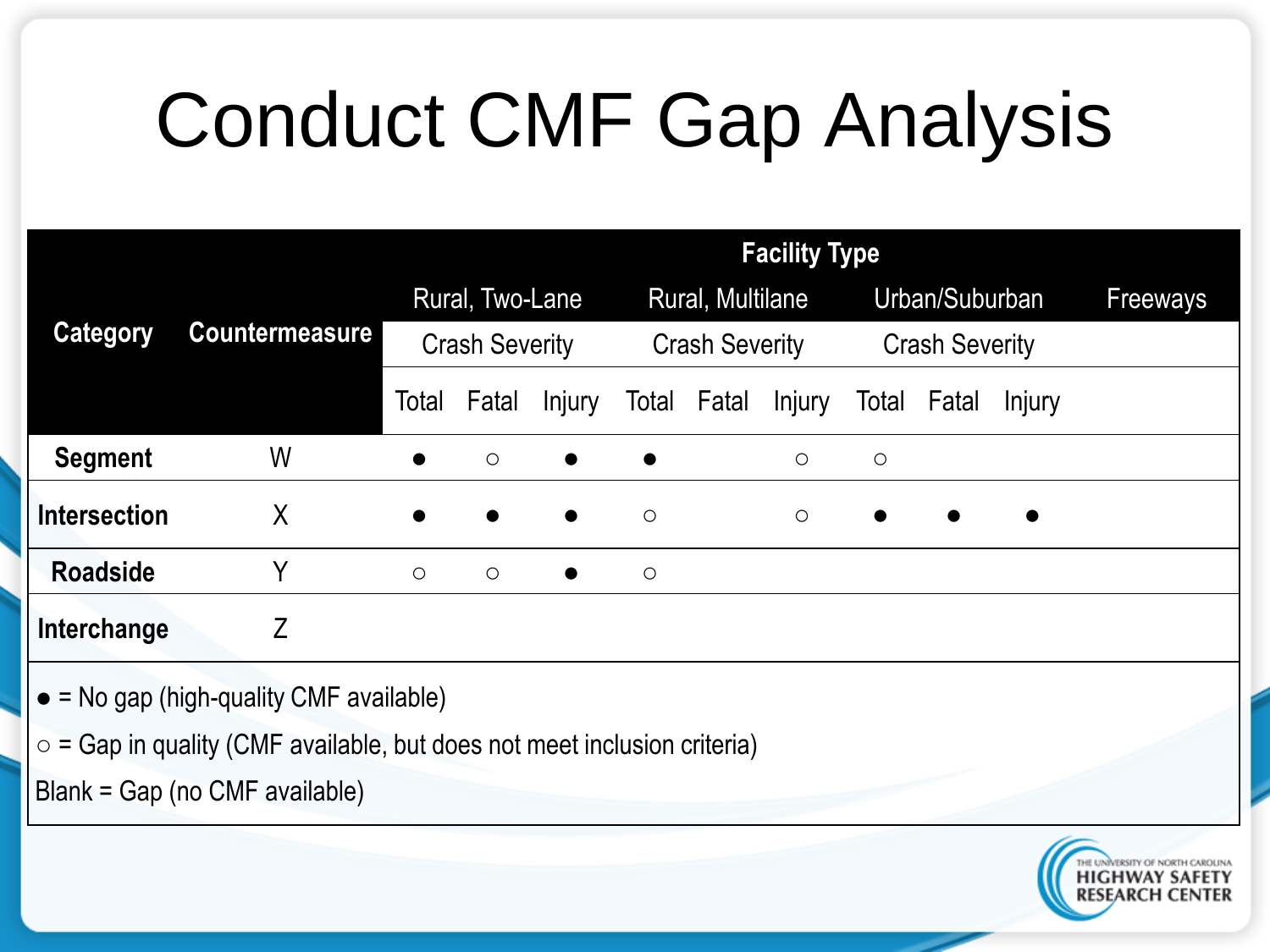# Conduct CMF Gap Analysis

| Category | Countermeasure | Facility Type | | | | | | | | | |
|---|---|---|---|---|---|---|---|---|---|---|---|
| | | Rural, Two-Lane | | | Rural, Multilane | | | Urban/Suburban | | | Freeways |
| | | Crash Severity | | | Crash Severity | | | Crash Severity | | | |
| | | Total | Fatal | Injury | Total | Fatal | Injury | Total | Fatal | Injury | |
| **Segment** | W | ● | ○ | ● | ● | | ○ | ○ | | | |
| **Intersection** | X | ● | ● | ● | ○ | | ○ | ● | ● | ● | |
| **Roadside** | Y | ○ | ○ | ● | ○ | | | | | | |
| **Interchange** | Z | | | | | | | | | | |

● = No gap (high-quality CMF available)

○ = Gap in quality (CMF available, but does not meet inclusion criteria)

Blank = Gap (no CMF available)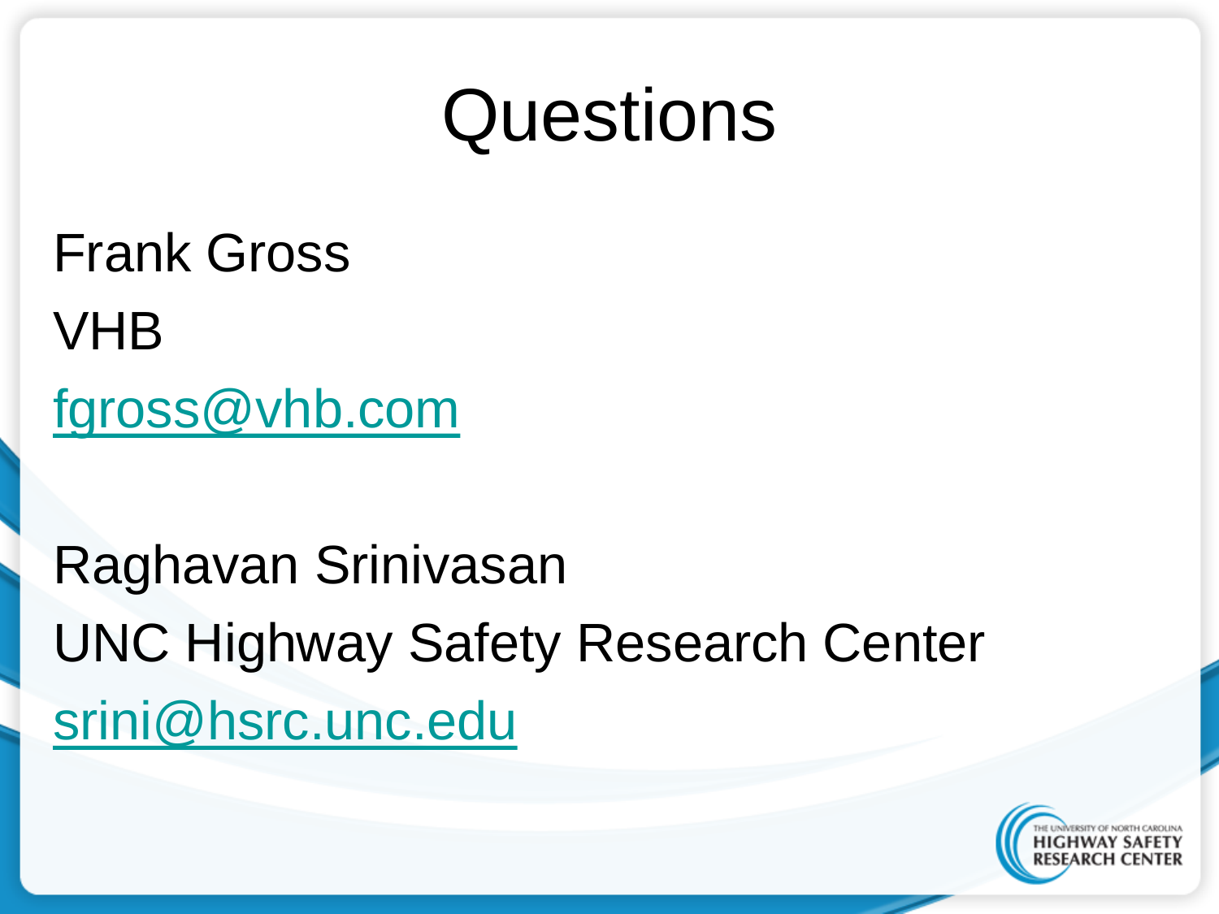# Questions

Frank Gross

VHB

fgross@vhb.com

Raghavan Srinivasan

UNC Highway Safety Research Center

srini@hsrc.unc.edu